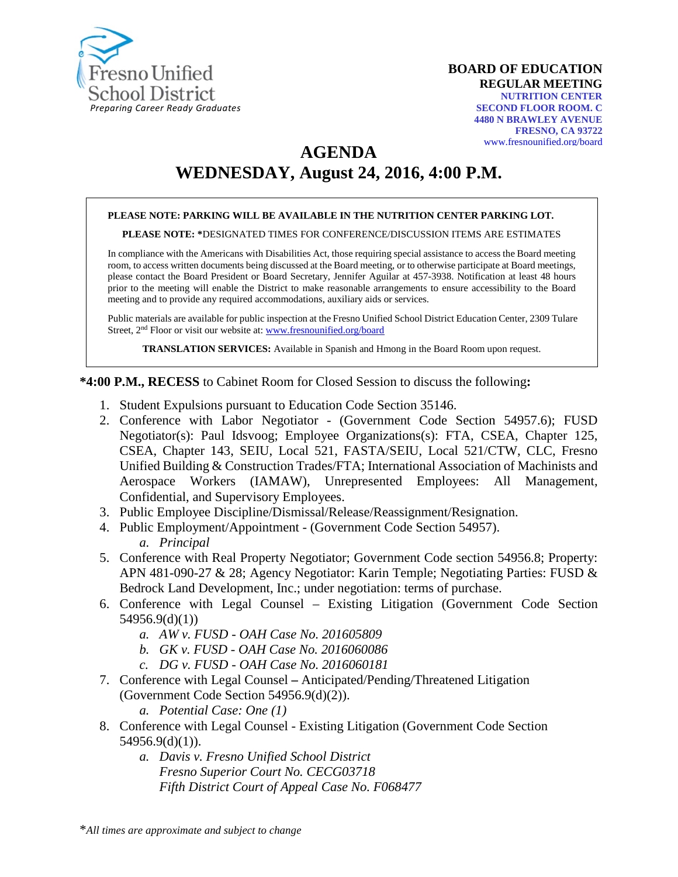Fresno Unified School District
*Preparing Career Ready Graduates*

**BOARD OF EDUCATION**
**REGULAR MEETING**
**NUTRITION CENTER**
**SECOND FLOOR ROOM. C**
**4480 N BRAWLEY AVENUE**
**FRESNO, CA 93722**
www.fresnounified.org/board

# AGENDA
# WEDNESDAY, August 24, 2016, 4:00 P.M.

**PLEASE NOTE: PARKING WILL BE AVAILABLE IN THE NUTRITION CENTER PARKING LOT.**

**PLEASE NOTE: ***DESIGNATED TIMES FOR CONFERENCE/DISCUSSION ITEMS ARE ESTIMATES

In compliance with the Americans with Disabilities Act, those requiring special assistance to access the Board meeting room, to access written documents being discussed at the Board meeting, or to otherwise participate at Board meetings, please contact the Board President or Board Secretary, Jennifer Aguilar at 457-3938. Notification at least 48 hours prior to the meeting will enable the District to make reasonable arrangements to ensure accessibility to the Board meeting and to provide any required accommodations, auxiliary aids or services.

Public materials are available for public inspection at the Fresno Unified School District Education Center, 2309 Tulare Street, 2nd Floor or visit our website at: www.fresnounified.org/board

**TRANSLATION SERVICES:** Available in Spanish and Hmong in the Board Room upon request.

***4:00 P.M., RECESS** to Cabinet Room for Closed Session to discuss the following**:**

1. Student Expulsions pursuant to Education Code Section 35146.
2. Conference with Labor Negotiator - (Government Code Section 54957.6); FUSD Negotiator(s): Paul Idsvoog; Employee Organizations(s): FTA, CSEA, Chapter 125, CSEA, Chapter 143, SEIU, Local 521, FASTA/SEIU, Local 521/CTW, CLC, Fresno Unified Building & Construction Trades/FTA; International Association of Machinists and Aerospace Workers (IAMAW), Unrepresented Employees: All Management, Confidential, and Supervisory Employees.
3. Public Employee Discipline/Dismissal/Release/Reassignment/Resignation.
4. Public Employment/Appointment - (Government Code Section 54957).
   a. *Principal*
5. Conference with Real Property Negotiator; Government Code section 54956.8; Property: APN 481-090-27 & 28; Agency Negotiator: Karin Temple; Negotiating Parties: FUSD & Bedrock Land Development, Inc.; under negotiation: terms of purchase.
6. Conference with Legal Counsel – Existing Litigation (Government Code Section 54956.9(d)(1))
   a. *AW v. FUSD - OAH Case No. 201605809*
   b. *GK v. FUSD - OAH Case No. 2016060086*
   c. *DG v. FUSD - OAH Case No. 2016060181*
7. Conference with Legal Counsel **–** Anticipated/Pending/Threatened Litigation (Government Code Section 54956.9(d)(2)).
   a. *Potential Case: One (1)*
8. Conference with Legal Counsel - Existing Litigation (Government Code Section 54956.9(d)(1)).
   a. *Davis v. Fresno Unified School District*
      *Fresno Superior Court No. CECG03718*
      *Fifth District Court of Appeal Case No. F068477*

**All times are approximate and subject to change*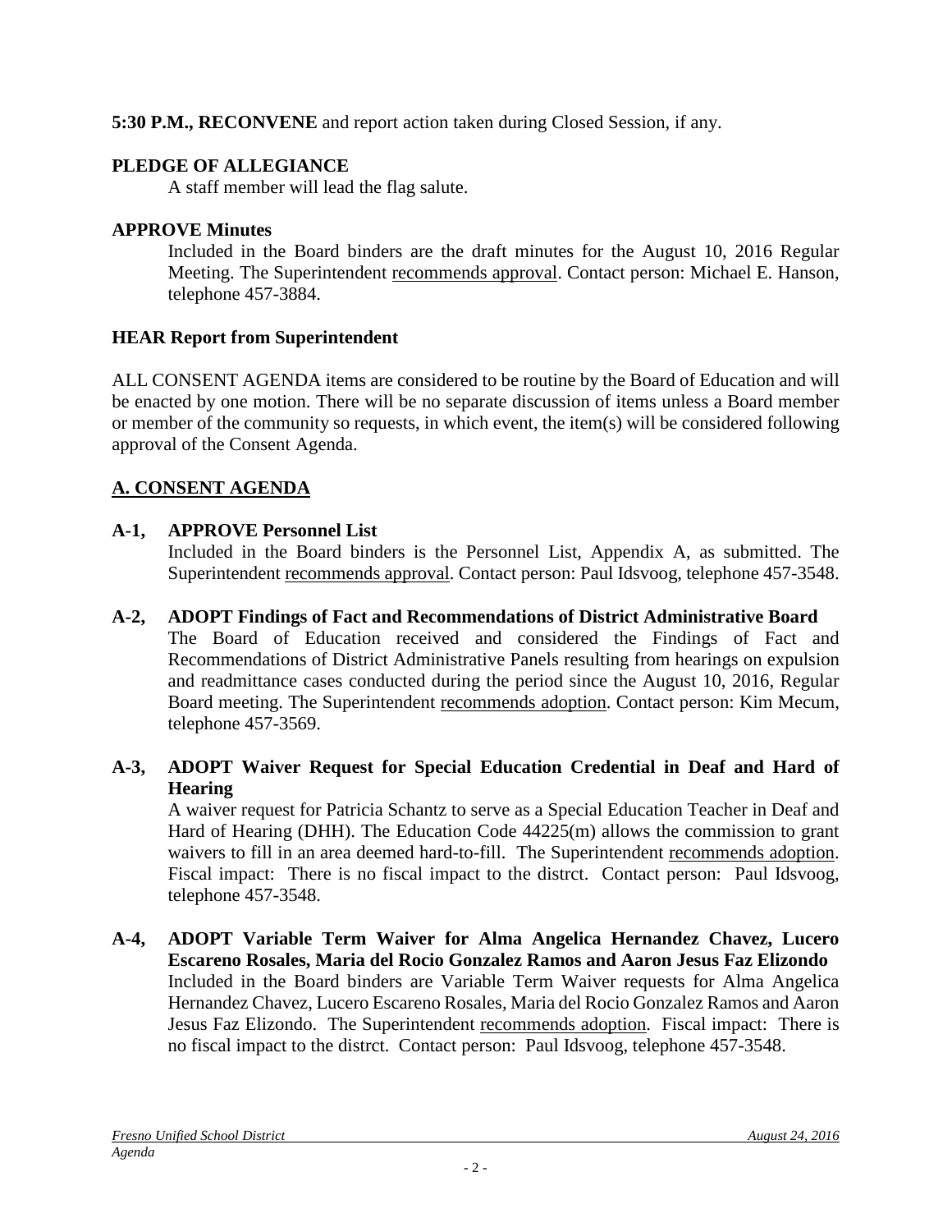**5:30 P.M., RECONVENE** and report action taken during Closed Session, if any.

**PLEDGE OF ALLEGIANCE**

A staff member will lead the flag salute.

**APPROVE Minutes**

Included in the Board binders are the draft minutes for the August 10, 2016 Regular Meeting. The Superintendent recommends approval. Contact person: Michael E. Hanson, telephone 457-3884.

**HEAR Report from Superintendent**

ALL CONSENT AGENDA items are considered to be routine by the Board of Education and will be enacted by one motion. There will be no separate discussion of items unless a Board member or member of the community so requests, in which event, the item(s) will be considered following approval of the Consent Agenda.

## A. CONSENT AGENDA

**A-1, APPROVE Personnel List**

Included in the Board binders is the Personnel List, Appendix A, as submitted. The Superintendent recommends approval. Contact person: Paul Idsvoog, telephone 457-3548.

**A-2, ADOPT Findings of Fact and Recommendations of District Administrative Board**

The Board of Education received and considered the Findings of Fact and Recommendations of District Administrative Panels resulting from hearings on expulsion and readmittance cases conducted during the period since the August 10, 2016, Regular Board meeting. The Superintendent recommends adoption. Contact person: Kim Mecum, telephone 457-3569.

**A-3, ADOPT Waiver Request for Special Education Credential in Deaf and Hard of Hearing**

A waiver request for Patricia Schantz to serve as a Special Education Teacher in Deaf and Hard of Hearing (DHH). The Education Code 44225(m) allows the commission to grant waivers to fill in an area deemed hard-to-fill. The Superintendent recommends adoption. Fiscal impact: There is no fiscal impact to the distrct. Contact person: Paul Idsvoog, telephone 457-3548.

**A-4, ADOPT Variable Term Waiver for Alma Angelica Hernandez Chavez, Lucero Escareno Rosales, Maria del Rocio Gonzalez Ramos and Aaron Jesus Faz Elizondo**

Included in the Board binders are Variable Term Waiver requests for Alma Angelica Hernandez Chavez, Lucero Escareno Rosales, Maria del Rocio Gonzalez Ramos and Aaron Jesus Faz Elizondo. The Superintendent recommends adoption. Fiscal impact: There is no fiscal impact to the distrct. Contact person: Paul Idsvoog, telephone 457-3548.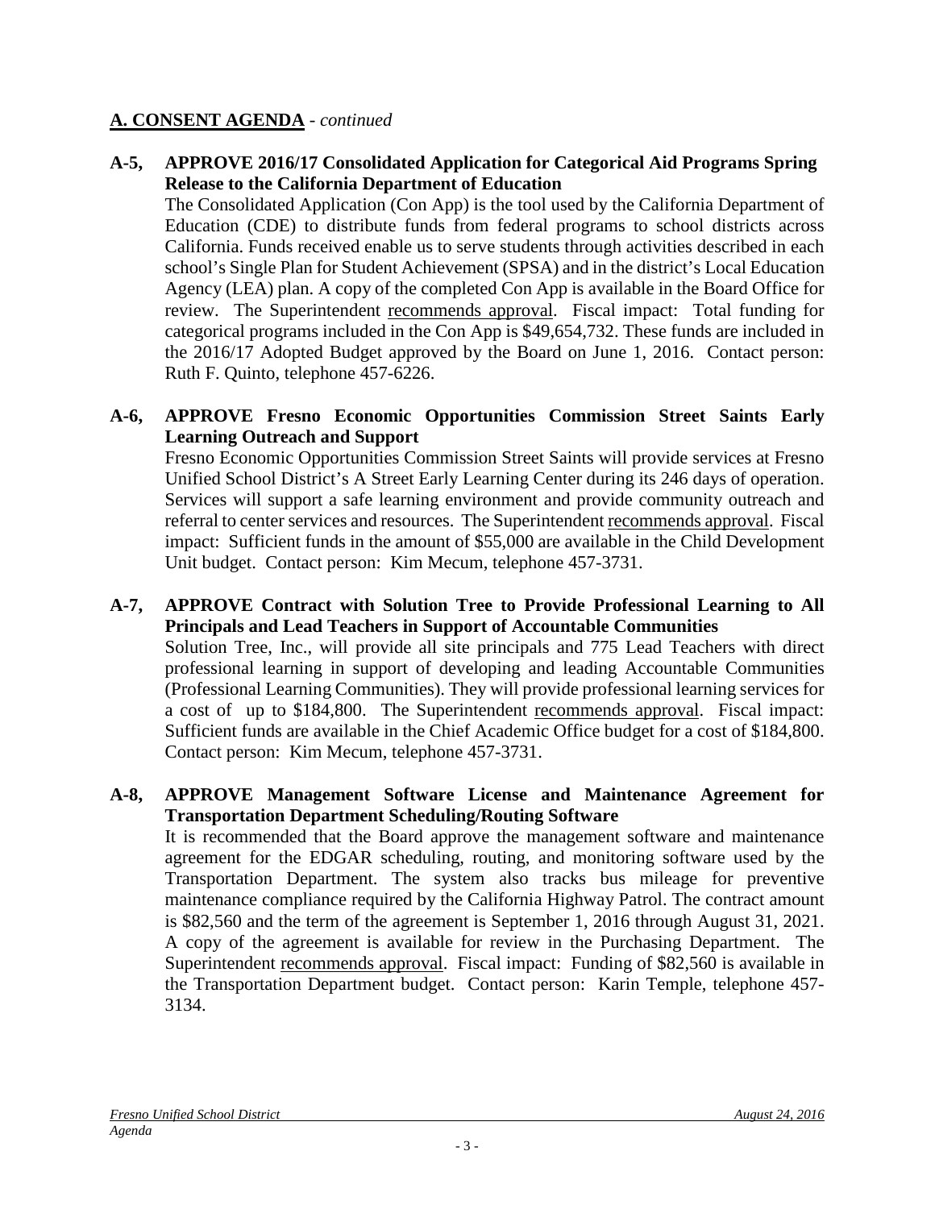## A. CONSENT AGENDA - *continued*

**A-5, APPROVE 2016/17 Consolidated Application for Categorical Aid Programs Spring Release to the California Department of Education**

The Consolidated Application (Con App) is the tool used by the California Department of Education (CDE) to distribute funds from federal programs to school districts across California. Funds received enable us to serve students through activities described in each school's Single Plan for Student Achievement (SPSA) and in the district's Local Education Agency (LEA) plan. A copy of the completed Con App is available in the Board Office for review. The Superintendent recommends approval. Fiscal impact: Total funding for categorical programs included in the Con App is $49,654,732. These funds are included in the 2016/17 Adopted Budget approved by the Board on June 1, 2016. Contact person: Ruth F. Quinto, telephone 457-6226.

**A-6, APPROVE Fresno Economic Opportunities Commission Street Saints Early Learning Outreach and Support**

Fresno Economic Opportunities Commission Street Saints will provide services at Fresno Unified School District's A Street Early Learning Center during its 246 days of operation. Services will support a safe learning environment and provide community outreach and referral to center services and resources. The Superintendent recommends approval. Fiscal impact: Sufficient funds in the amount of $55,000 are available in the Child Development Unit budget. Contact person: Kim Mecum, telephone 457-3731.

**A-7, APPROVE Contract with Solution Tree to Provide Professional Learning to All Principals and Lead Teachers in Support of Accountable Communities**

Solution Tree, Inc., will provide all site principals and 775 Lead Teachers with direct professional learning in support of developing and leading Accountable Communities (Professional Learning Communities). They will provide professional learning services for a cost of up to $184,800. The Superintendent recommends approval. Fiscal impact: Sufficient funds are available in the Chief Academic Office budget for a cost of $184,800. Contact person: Kim Mecum, telephone 457-3731.

**A-8, APPROVE Management Software License and Maintenance Agreement for Transportation Department Scheduling/Routing Software**

It is recommended that the Board approve the management software and maintenance agreement for the EDGAR scheduling, routing, and monitoring software used by the Transportation Department. The system also tracks bus mileage for preventive maintenance compliance required by the California Highway Patrol. The contract amount is $82,560 and the term of the agreement is September 1, 2016 through August 31, 2021. A copy of the agreement is available for review in the Purchasing Department. The Superintendent recommends approval. Fiscal impact: Funding of $82,560 is available in the Transportation Department budget. Contact person: Karin Temple, telephone 457-3134.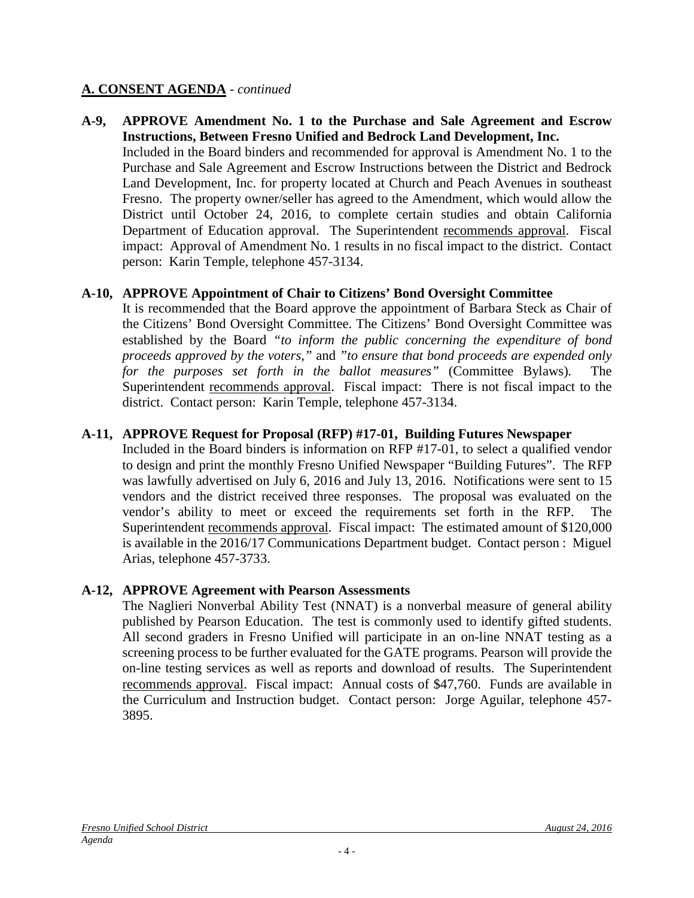## A. CONSENT AGENDA - *continued*

**A-9, APPROVE Amendment No. 1 to the Purchase and Sale Agreement and Escrow Instructions, Between Fresno Unified and Bedrock Land Development, Inc.**

Included in the Board binders and recommended for approval is Amendment No. 1 to the Purchase and Sale Agreement and Escrow Instructions between the District and Bedrock Land Development, Inc. for property located at Church and Peach Avenues in southeast Fresno. The property owner/seller has agreed to the Amendment, which would allow the District until October 24, 2016, to complete certain studies and obtain California Department of Education approval. The Superintendent recommends approval. Fiscal impact: Approval of Amendment No. 1 results in no fiscal impact to the district. Contact person: Karin Temple, telephone 457-3134.

**A-10, APPROVE Appointment of Chair to Citizens' Bond Oversight Committee**

It is recommended that the Board approve the appointment of Barbara Steck as Chair of the Citizens' Bond Oversight Committee. The Citizens' Bond Oversight Committee was established by the Board *"to inform the public concerning the expenditure of bond proceeds approved by the voters,"* and *"to ensure that bond proceeds are expended only for the purposes set forth in the ballot measures"* (Committee Bylaws). The Superintendent recommends approval. Fiscal impact: There is not fiscal impact to the district. Contact person: Karin Temple, telephone 457-3134.

**A-11, APPROVE Request for Proposal (RFP) #17-01, Building Futures Newspaper**

Included in the Board binders is information on RFP #17-01, to select a qualified vendor to design and print the monthly Fresno Unified Newspaper "Building Futures". The RFP was lawfully advertised on July 6, 2016 and July 13, 2016. Notifications were sent to 15 vendors and the district received three responses. The proposal was evaluated on the vendor's ability to meet or exceed the requirements set forth in the RFP. The Superintendent recommends approval. Fiscal impact: The estimated amount of $120,000 is available in the 2016/17 Communications Department budget. Contact person : Miguel Arias, telephone 457-3733.

**A-12, APPROVE Agreement with Pearson Assessments**

The Naglieri Nonverbal Ability Test (NNAT) is a nonverbal measure of general ability published by Pearson Education. The test is commonly used to identify gifted students. All second graders in Fresno Unified will participate in an on-line NNAT testing as a screening process to be further evaluated for the GATE programs. Pearson will provide the on-line testing services as well as reports and download of results. The Superintendent recommends approval. Fiscal impact: Annual costs of $47,760. Funds are available in the Curriculum and Instruction budget. Contact person: Jorge Aguilar, telephone 457-3895.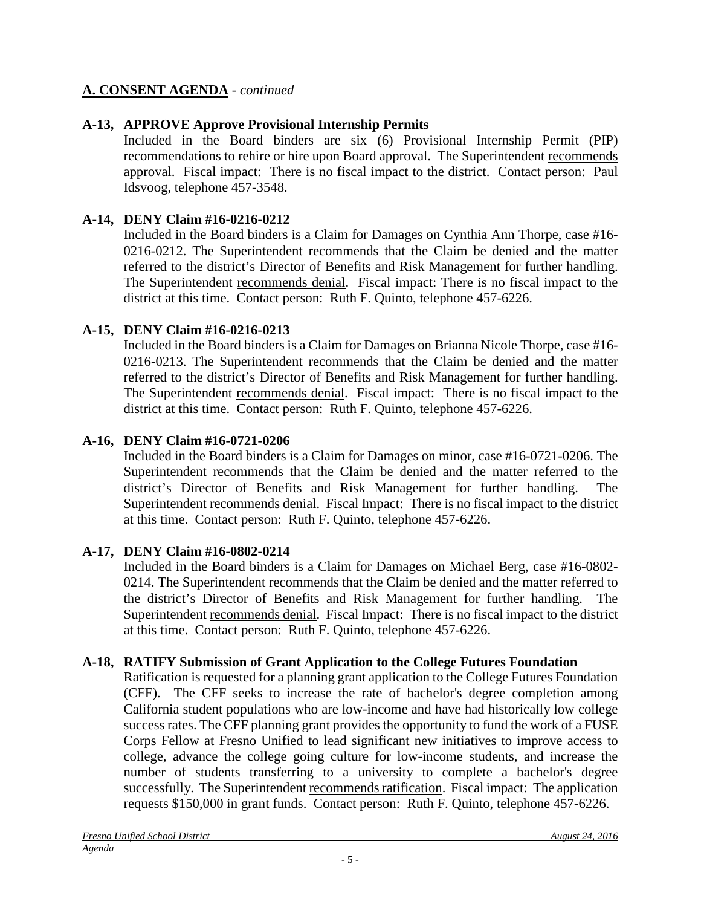## A. CONSENT AGENDA - *continued*

**A-13, APPROVE Approve Provisional Internship Permits**

Included in the Board binders are six (6) Provisional Internship Permit (PIP) recommendations to rehire or hire upon Board approval. The Superintendent recommends approval. Fiscal impact: There is no fiscal impact to the district. Contact person: Paul Idsvoog, telephone 457-3548.

**A-14, DENY Claim #16-0216-0212**

Included in the Board binders is a Claim for Damages on Cynthia Ann Thorpe, case #16-0216-0212. The Superintendent recommends that the Claim be denied and the matter referred to the district's Director of Benefits and Risk Management for further handling. The Superintendent recommends denial. Fiscal impact: There is no fiscal impact to the district at this time. Contact person: Ruth F. Quinto, telephone 457-6226.

**A-15, DENY Claim #16-0216-0213**

Included in the Board binders is a Claim for Damages on Brianna Nicole Thorpe, case #16-0216-0213. The Superintendent recommends that the Claim be denied and the matter referred to the district's Director of Benefits and Risk Management for further handling. The Superintendent recommends denial. Fiscal impact: There is no fiscal impact to the district at this time. Contact person: Ruth F. Quinto, telephone 457-6226.

**A-16, DENY Claim #16-0721-0206**

Included in the Board binders is a Claim for Damages on minor, case #16-0721-0206. The Superintendent recommends that the Claim be denied and the matter referred to the district's Director of Benefits and Risk Management for further handling. The Superintendent recommends denial. Fiscal Impact: There is no fiscal impact to the district at this time. Contact person: Ruth F. Quinto, telephone 457-6226.

**A-17, DENY Claim #16-0802-0214**

Included in the Board binders is a Claim for Damages on Michael Berg, case #16-0802-0214. The Superintendent recommends that the Claim be denied and the matter referred to the district's Director of Benefits and Risk Management for further handling. The Superintendent recommends denial. Fiscal Impact: There is no fiscal impact to the district at this time. Contact person: Ruth F. Quinto, telephone 457-6226.

**A-18, RATIFY Submission of Grant Application to the College Futures Foundation**

Ratification is requested for a planning grant application to the College Futures Foundation (CFF). The CFF seeks to increase the rate of bachelor's degree completion among California student populations who are low-income and have had historically low college success rates. The CFF planning grant provides the opportunity to fund the work of a FUSE Corps Fellow at Fresno Unified to lead significant new initiatives to improve access to college, advance the college going culture for low-income students, and increase the number of students transferring to a university to complete a bachelor's degree successfully. The Superintendent recommends ratification. Fiscal impact: The application requests $150,000 in grant funds. Contact person: Ruth F. Quinto, telephone 457-6226.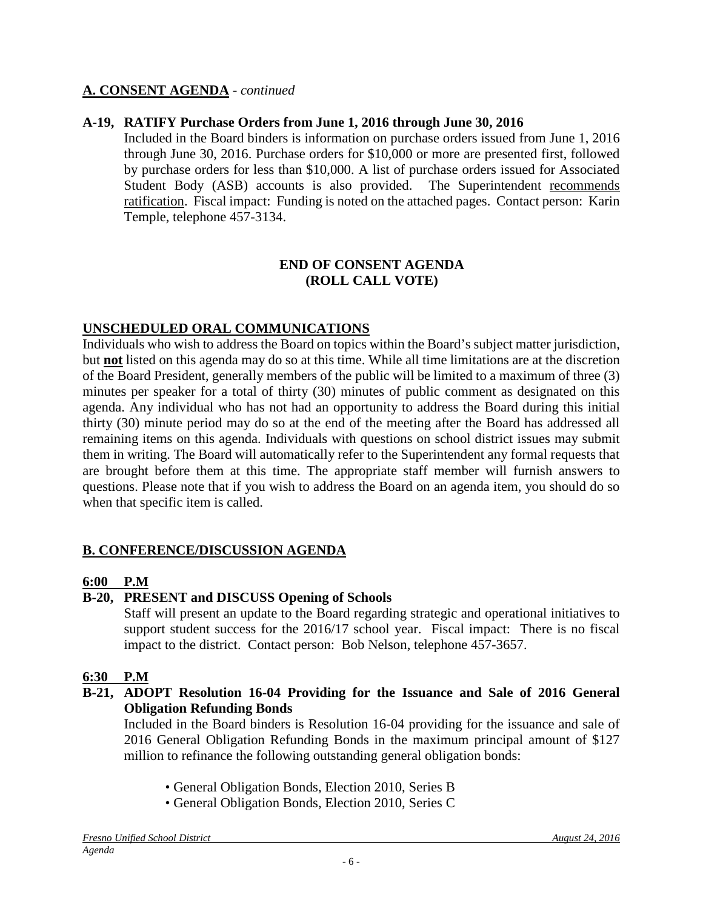## A. CONSENT AGENDA - *continued*

**A-19, RATIFY Purchase Orders from June 1, 2016 through June 30, 2016**

Included in the Board binders is information on purchase orders issued from June 1, 2016 through June 30, 2016. Purchase orders for $10,000 or more are presented first, followed by purchase orders for less than $10,000. A list of purchase orders issued for Associated Student Body (ASB) accounts is also provided. The Superintendent recommends ratification. Fiscal impact: Funding is noted on the attached pages. Contact person: Karin Temple, telephone 457-3134.

**END OF CONSENT AGENDA**
**(ROLL CALL VOTE)**

## UNSCHEDULED ORAL COMMUNICATIONS

Individuals who wish to address the Board on topics within the Board's subject matter jurisdiction, but **not** listed on this agenda may do so at this time. While all time limitations are at the discretion of the Board President, generally members of the public will be limited to a maximum of three (3) minutes per speaker for a total of thirty (30) minutes of public comment as designated on this agenda. Any individual who has not had an opportunity to address the Board during this initial thirty (30) minute period may do so at the end of the meeting after the Board has addressed all remaining items on this agenda. Individuals with questions on school district issues may submit them in writing. The Board will automatically refer to the Superintendent any formal requests that are brought before them at this time. The appropriate staff member will furnish answers to questions. Please note that if you wish to address the Board on an agenda item, you should do so when that specific item is called.

## B. CONFERENCE/DISCUSSION AGENDA

**6:00 P.M**

**B-20, PRESENT and DISCUSS Opening of Schools**

Staff will present an update to the Board regarding strategic and operational initiatives to support student success for the 2016/17 school year. Fiscal impact: There is no fiscal impact to the district. Contact person: Bob Nelson, telephone 457-3657.

**6:30 P.M**

**B-21, ADOPT Resolution 16-04 Providing for the Issuance and Sale of 2016 General Obligation Refunding Bonds**

Included in the Board binders is Resolution 16-04 providing for the issuance and sale of 2016 General Obligation Refunding Bonds in the maximum principal amount of $127 million to refinance the following outstanding general obligation bonds:

- General Obligation Bonds, Election 2010, Series B
- General Obligation Bonds, Election 2010, Series C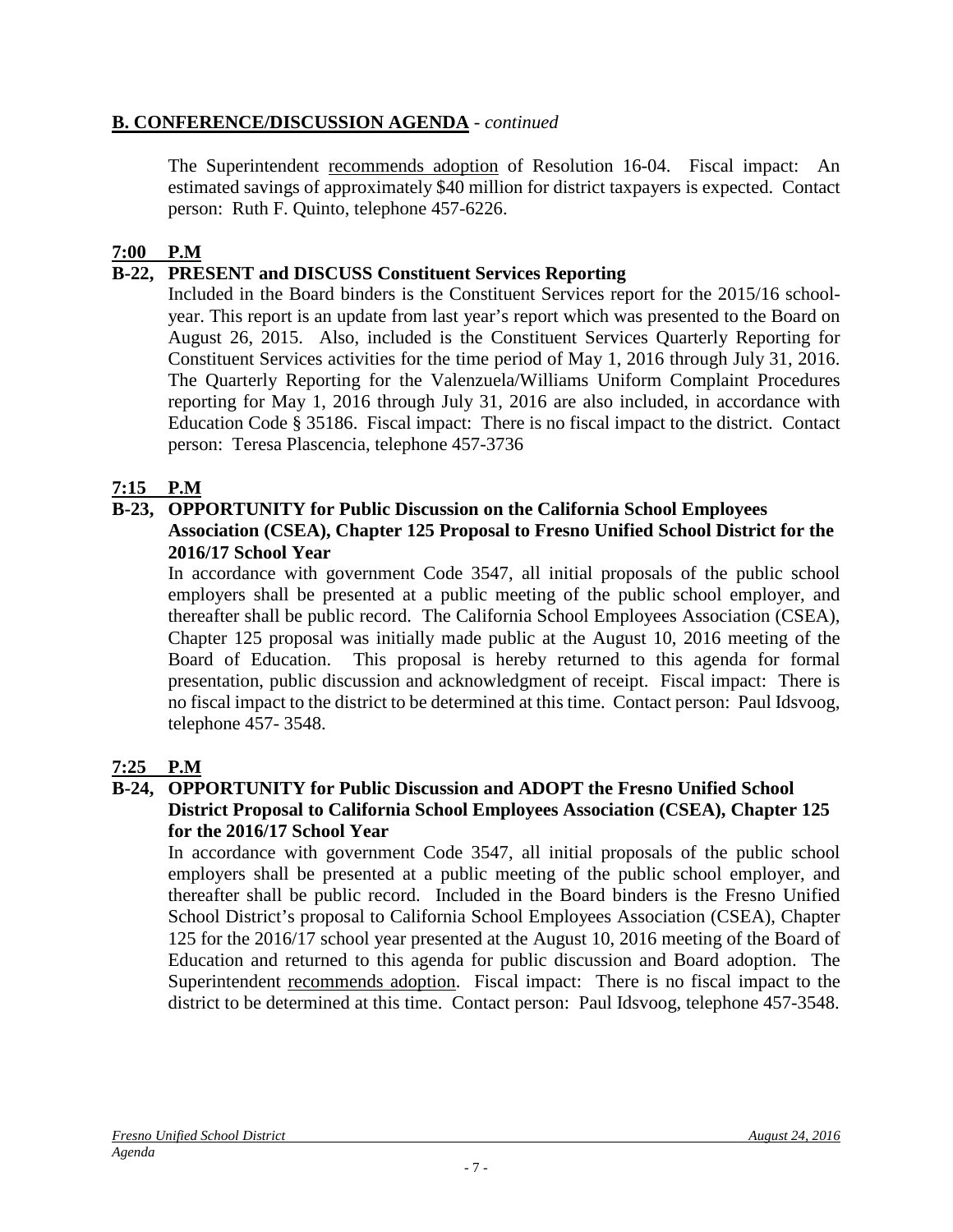## **B. CONFERENCE/DISCUSSION AGENDA** - *continued*

The Superintendent recommends adoption of Resolution 16-04. Fiscal impact: An estimated savings of approximately $40 million for district taxpayers is expected. Contact person: Ruth F. Quinto, telephone 457-6226.

**7:00 P.M**

**B-22, PRESENT and DISCUSS Constituent Services Reporting**

Included in the Board binders is the Constituent Services report for the 2015/16 school-year. This report is an update from last year's report which was presented to the Board on August 26, 2015. Also, included is the Constituent Services Quarterly Reporting for Constituent Services activities for the time period of May 1, 2016 through July 31, 2016. The Quarterly Reporting for the Valenzuela/Williams Uniform Complaint Procedures reporting for May 1, 2016 through July 31, 2016 are also included, in accordance with Education Code § 35186. Fiscal impact: There is no fiscal impact to the district. Contact person: Teresa Plascencia, telephone 457-3736

**7:15 P.M**

**B-23, OPPORTUNITY for Public Discussion on the California School Employees Association (CSEA), Chapter 125 Proposal to Fresno Unified School District for the 2016/17 School Year**

In accordance with government Code 3547, all initial proposals of the public school employers shall be presented at a public meeting of the public school employer, and thereafter shall be public record. The California School Employees Association (CSEA), Chapter 125 proposal was initially made public at the August 10, 2016 meeting of the Board of Education. This proposal is hereby returned to this agenda for formal presentation, public discussion and acknowledgment of receipt. Fiscal impact: There is no fiscal impact to the district to be determined at this time. Contact person: Paul Idsvoog, telephone 457- 3548.

**7:25 P.M**

**B-24, OPPORTUNITY for Public Discussion and ADOPT the Fresno Unified School District Proposal to California School Employees Association (CSEA), Chapter 125 for the 2016/17 School Year**

In accordance with government Code 3547, all initial proposals of the public school employers shall be presented at a public meeting of the public school employer, and thereafter shall be public record. Included in the Board binders is the Fresno Unified School District's proposal to California School Employees Association (CSEA), Chapter 125 for the 2016/17 school year presented at the August 10, 2016 meeting of the Board of Education and returned to this agenda for public discussion and Board adoption. The Superintendent recommends adoption. Fiscal impact: There is no fiscal impact to the district to be determined at this time. Contact person: Paul Idsvoog, telephone 457-3548.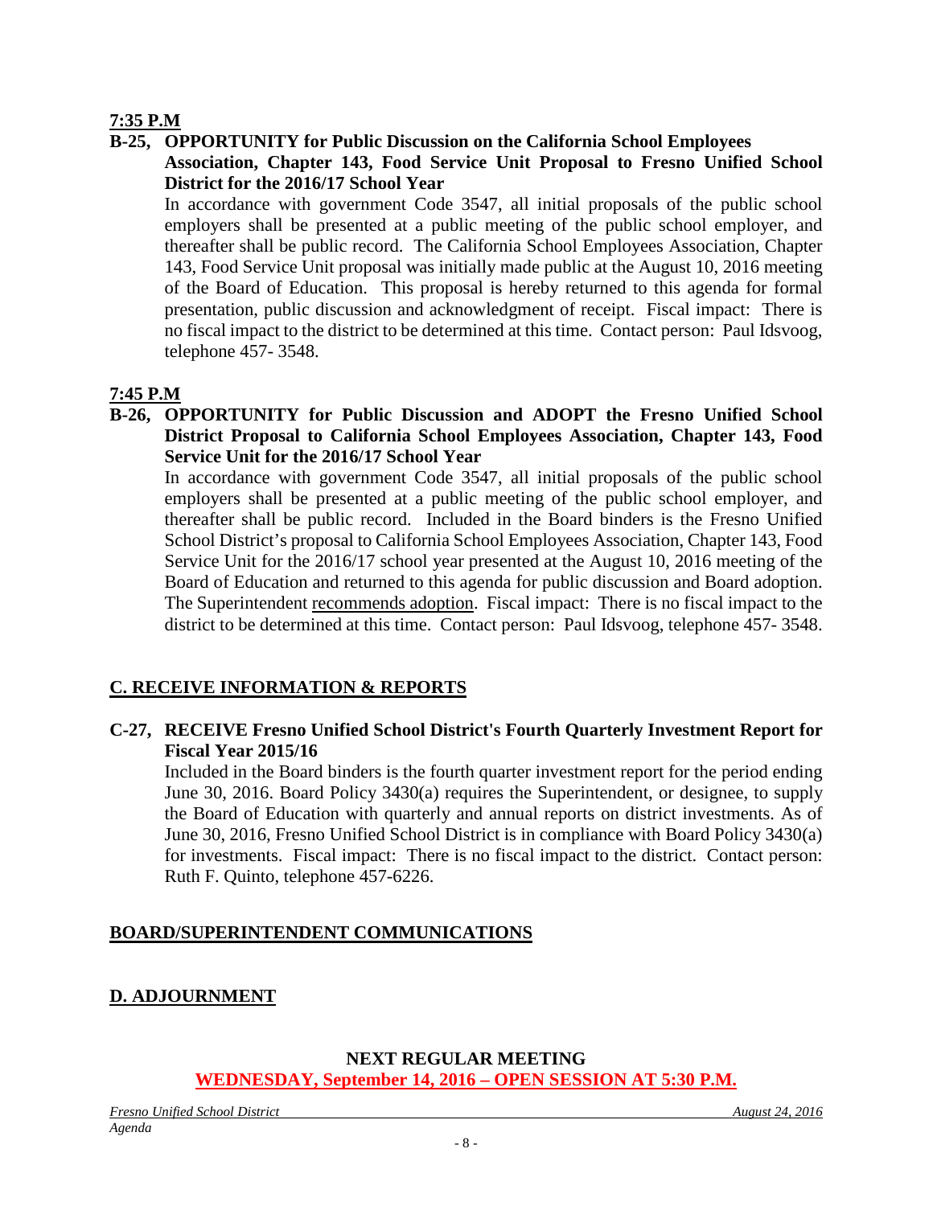**7:35 P.M**

**B-25, OPPORTUNITY for Public Discussion on the California School Employees Association, Chapter 143, Food Service Unit Proposal to Fresno Unified School District for the 2016/17 School Year**

In accordance with government Code 3547, all initial proposals of the public school employers shall be presented at a public meeting of the public school employer, and thereafter shall be public record. The California School Employees Association, Chapter 143, Food Service Unit proposal was initially made public at the August 10, 2016 meeting of the Board of Education. This proposal is hereby returned to this agenda for formal presentation, public discussion and acknowledgment of receipt. Fiscal impact: There is no fiscal impact to the district to be determined at this time. Contact person: Paul Idsvoog, telephone 457- 3548.

**7:45 P.M**

**B-26, OPPORTUNITY for Public Discussion and ADOPT the Fresno Unified School District Proposal to California School Employees Association, Chapter 143, Food Service Unit for the 2016/17 School Year**

In accordance with government Code 3547, all initial proposals of the public school employers shall be presented at a public meeting of the public school employer, and thereafter shall be public record. Included in the Board binders is the Fresno Unified School District's proposal to California School Employees Association, Chapter 143, Food Service Unit for the 2016/17 school year presented at the August 10, 2016 meeting of the Board of Education and returned to this agenda for public discussion and Board adoption. The Superintendent recommends adoption. Fiscal impact: There is no fiscal impact to the district to be determined at this time. Contact person: Paul Idsvoog, telephone 457- 3548.

## C. RECEIVE INFORMATION & REPORTS

**C-27, RECEIVE Fresno Unified School District's Fourth Quarterly Investment Report for Fiscal Year 2015/16**

Included in the Board binders is the fourth quarter investment report for the period ending June 30, 2016. Board Policy 3430(a) requires the Superintendent, or designee, to supply the Board of Education with quarterly and annual reports on district investments. As of June 30, 2016, Fresno Unified School District is in compliance with Board Policy 3430(a) for investments. Fiscal impact: There is no fiscal impact to the district. Contact person: Ruth F. Quinto, telephone 457-6226.

## BOARD/SUPERINTENDENT COMMUNICATIONS

## D. ADJOURNMENT

**NEXT REGULAR MEETING**

**WEDNESDAY, September 14, 2016 – OPEN SESSION AT 5:30 P.M.**